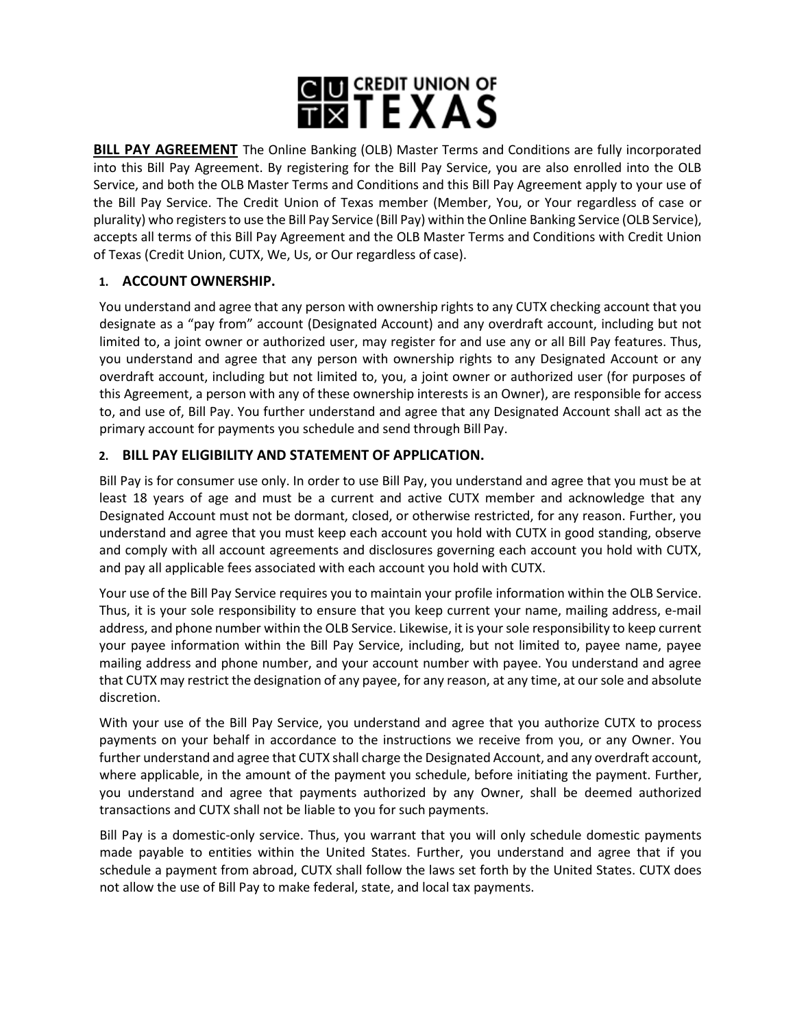# CREDIT UNION OF TEXAS

**BILL PAY AGREEMENT** The Online Banking (OLB) Master Terms and Conditions are fully incorporated into this Bill Pay Agreement. By registering for the Bill Pay Service, you are also enrolled into the OLB Service, and both the OLB Master Terms and Conditions and this Bill Pay Agreement apply to your use of the Bill Pay Service. The Credit Union of Texas member (Member, You, or Your regardless of case or plurality) who registers to use the Bill Pay Service (Bill Pay) within the Online Banking Service (OLB Service), accepts all terms of this Bill Pay Agreement and the OLB Master Terms and Conditions with Credit Union of Texas (Credit Union, CUTX, We, Us, or Our regardless of case).

## 1. ACCOUNT OWNERSHIP.

You understand and agree that any person with ownership rights to any CUTX checking account that you designate as a "pay from" account (Designated Account) and any overdraft account, including but not limited to, a joint owner or authorized user, may register for and use any or all Bill Pay features. Thus, you understand and agree that any person with ownership rights to any Designated Account or any overdraft account, including but not limited to, you, a joint owner or authorized user (for purposes of this Agreement, a person with any of these ownership interests is an Owner), are responsible for access to, and use of, Bill Pay. You further understand and agree that any Designated Account shall act as the primary account for payments you schedule and send through Bill Pay.

## 2. BILL PAY ELIGIBILITY AND STATEMENT OF APPLICATION.

Bill Pay is for consumer use only. In order to use Bill Pay, you understand and agree that you must be at least 18 years of age and must be a current and active CUTX member and acknowledge that any Designated Account must not be dormant, closed, or otherwise restricted, for any reason. Further, you understand and agree that you must keep each account you hold with CUTX in good standing, observe and comply with all account agreements and disclosures governing each account you hold with CUTX, and pay all applicable fees associated with each account you hold with CUTX.

Your use of the Bill Pay Service requires you to maintain your profile information within the OLB Service. Thus, it is your sole responsibility to ensure that you keep current your name, mailing address, e-mail address, and phone number within the OLB Service. Likewise, it is your sole responsibility to keep current your payee information within the Bill Pay Service, including, but not limited to, payee name, payee mailing address and phone number, and your account number with payee. You understand and agree that CUTX may restrict the designation of any payee, for any reason, at any time, at our sole and absolute discretion.

With your use of the Bill Pay Service, you understand and agree that you authorize CUTX to process payments on your behalf in accordance to the instructions we receive from you, or any Owner. You further understand and agree that CUTX shall charge the Designated Account, and any overdraft account, where applicable, in the amount of the payment you schedule, before initiating the payment. Further, you understand and agree that payments authorized by any Owner, shall be deemed authorized transactions and CUTX shall not be liable to you for such payments.

Bill Pay is a domestic-only service. Thus, you warrant that you will only schedule domestic payments made payable to entities within the United States. Further, you understand and agree that if you schedule a payment from abroad, CUTX shall follow the laws set forth by the United States. CUTX does not allow the use of Bill Pay to make federal, state, and local tax payments.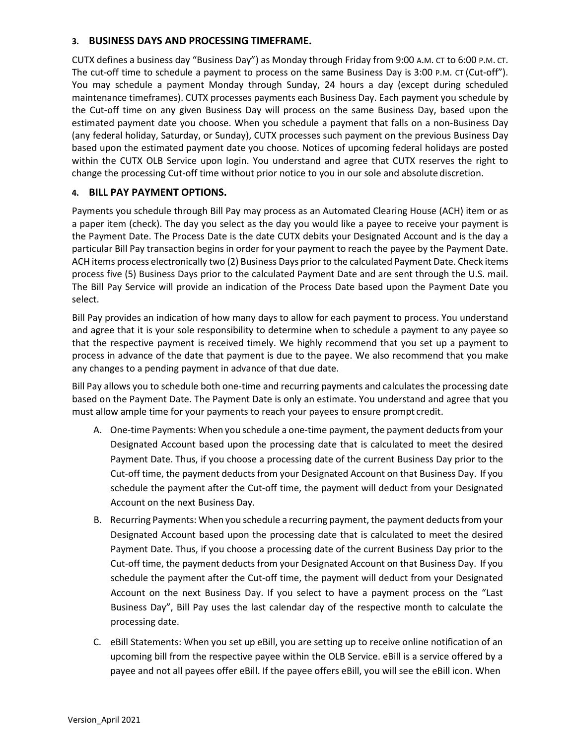## 3. BUSINESS DAYS AND PROCESSING TIMEFRAME.

CUTX defines a business day "Business Day") as Monday through Friday from 9:00 A.M. CT to 6:00 P.M. CT. The cut-off time to schedule a payment to process on the same Business Day is 3:00 P.M. CT (Cut-off"). You may schedule a payment Monday through Sunday, 24 hours a day (except during scheduled maintenance timeframes). CUTX processes payments each Business Day. Each payment you schedule by the Cut-off time on any given Business Day will process on the same Business Day, based upon the estimated payment date you choose. When you schedule a payment that falls on a non-Business Day (any federal holiday, Saturday, or Sunday), CUTX processes such payment on the previous Business Day based upon the estimated payment date you choose. Notices of upcoming federal holidays are posted within the CUTX OLB Service upon login. You understand and agree that CUTX reserves the right to change the processing Cut-off time without prior notice to you in our sole and absolute discretion.

## 4. BILL PAY PAYMENT OPTIONS.

Payments you schedule through Bill Pay may process as an Automated Clearing House (ACH) item or as a paper item (check). The day you select as the day you would like a payee to receive your payment is the Payment Date. The Process Date is the date CUTX debits your Designated Account and is the day a particular Bill Pay transaction begins in order for your payment to reach the payee by the Payment Date. ACH items process electronically two (2) Business Days prior to the calculated Payment Date. Check items process five (5) Business Days prior to the calculated Payment Date and are sent through the U.S. mail. The Bill Pay Service will provide an indication of the Process Date based upon the Payment Date you select.

Bill Pay provides an indication of how many days to allow for each payment to process. You understand and agree that it is your sole responsibility to determine when to schedule a payment to any payee so that the respective payment is received timely. We highly recommend that you set up a payment to process in advance of the date that payment is due to the payee. We also recommend that you make any changes to a pending payment in advance of that due date.

Bill Pay allows you to schedule both one-time and recurring payments and calculates the processing date based on the Payment Date. The Payment Date is only an estimate. You understand and agree that you must allow ample time for your payments to reach your payees to ensure prompt credit.

A. One-time Payments: When you schedule a one-time payment, the payment deducts from your Designated Account based upon the processing date that is calculated to meet the desired Payment Date. Thus, if you choose a processing date of the current Business Day prior to the Cut-off time, the payment deducts from your Designated Account on that Business Day. If you schedule the payment after the Cut-off time, the payment will deduct from your Designated Account on the next Business Day.

B. Recurring Payments: When you schedule a recurring payment, the payment deducts from your Designated Account based upon the processing date that is calculated to meet the desired Payment Date. Thus, if you choose a processing date of the current Business Day prior to the Cut-off time, the payment deducts from your Designated Account on that Business Day. If you schedule the payment after the Cut-off time, the payment will deduct from your Designated Account on the next Business Day. If you select to have a payment process on the "Last Business Day", Bill Pay uses the last calendar day of the respective month to calculate the processing date.

C. eBill Statements: When you set up eBill, you are setting up to receive online notification of an upcoming bill from the respective payee within the OLB Service. eBill is a service offered by a payee and not all payees offer eBill. If the payee offers eBill, you will see the eBill icon. When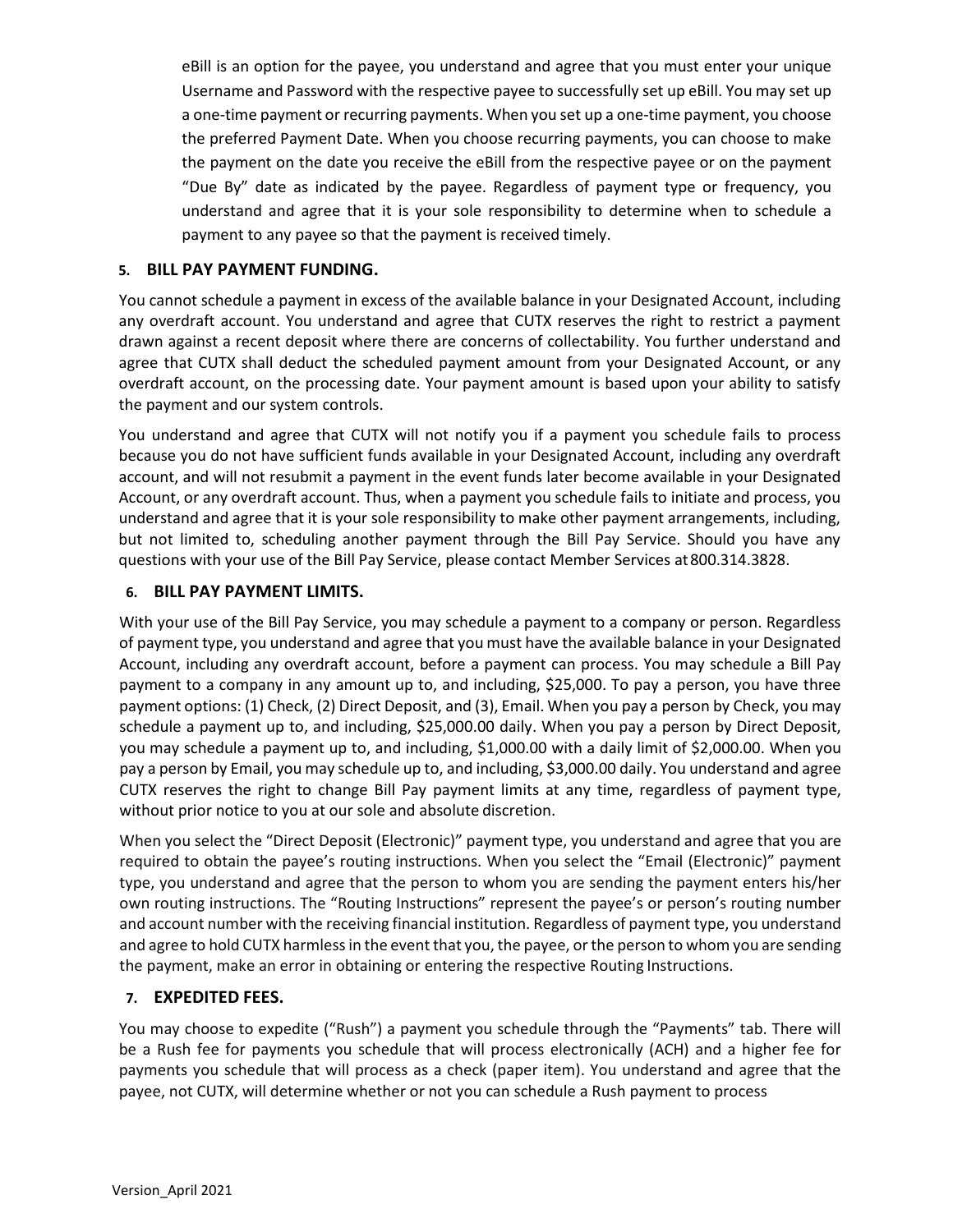eBill is an option for the payee, you understand and agree that you must enter your unique Username and Password with the respective payee to successfully set up eBill. You may set up a one-time payment or recurring payments. When you set up a one-time payment, you choose the preferred Payment Date. When you choose recurring payments, you can choose to make the payment on the date you receive the eBill from the respective payee or on the payment "Due By" date as indicated by the payee. Regardless of payment type or frequency, you understand and agree that it is your sole responsibility to determine when to schedule a payment to any payee so that the payment is received timely.

## 5. BILL PAY PAYMENT FUNDING.

You cannot schedule a payment in excess of the available balance in your Designated Account, including any overdraft account. You understand and agree that CUTX reserves the right to restrict a payment drawn against a recent deposit where there are concerns of collectability. You further understand and agree that CUTX shall deduct the scheduled payment amount from your Designated Account, or any overdraft account, on the processing date. Your payment amount is based upon your ability to satisfy the payment and our system controls.

You understand and agree that CUTX will not notify you if a payment you schedule fails to process because you do not have sufficient funds available in your Designated Account, including any overdraft account, and will not resubmit a payment in the event funds later become available in your Designated Account, or any overdraft account. Thus, when a payment you schedule fails to initiate and process, you understand and agree that it is your sole responsibility to make other payment arrangements, including, but not limited to, scheduling another payment through the Bill Pay Service. Should you have any questions with your use of the Bill Pay Service, please contact Member Services at 800.314.3828.

## 6. BILL PAY PAYMENT LIMITS.

With your use of the Bill Pay Service, you may schedule a payment to a company or person. Regardless of payment type, you understand and agree that you must have the available balance in your Designated Account, including any overdraft account, before a payment can process. You may schedule a Bill Pay payment to a company in any amount up to, and including, $25,000. To pay a person, you have three payment options: (1) Check, (2) Direct Deposit, and (3), Email. When you pay a person by Check, you may schedule a payment up to, and including, $25,000.00 daily. When you pay a person by Direct Deposit, you may schedule a payment up to, and including, $1,000.00 with a daily limit of $2,000.00. When you pay a person by Email, you may schedule up to, and including, $3,000.00 daily. You understand and agree CUTX reserves the right to change Bill Pay payment limits at any time, regardless of payment type, without prior notice to you at our sole and absolute discretion.

When you select the "Direct Deposit (Electronic)" payment type, you understand and agree that you are required to obtain the payee's routing instructions. When you select the "Email (Electronic)" payment type, you understand and agree that the person to whom you are sending the payment enters his/her own routing instructions. The "Routing Instructions" represent the payee's or person's routing number and account number with the receiving financial institution. Regardless of payment type, you understand and agree to hold CUTX harmless in the event that you, the payee, or the person to whom you are sending the payment, make an error in obtaining or entering the respective Routing Instructions.

## 7. EXPEDITED FEES.

You may choose to expedite ("Rush") a payment you schedule through the "Payments" tab. There will be a Rush fee for payments you schedule that will process electronically (ACH) and a higher fee for payments you schedule that will process as a check (paper item). You understand and agree that the payee, not CUTX, will determine whether or not you can schedule a Rush payment to process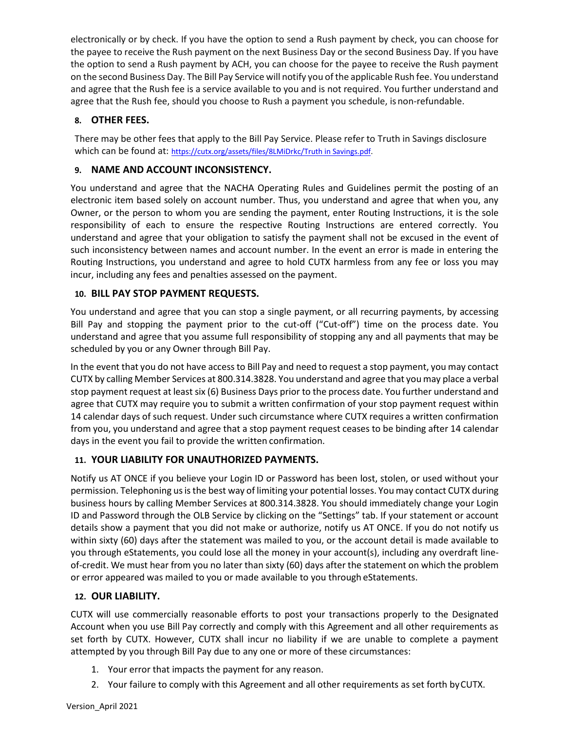electronically or by check. If you have the option to send a Rush payment by check, you can choose for the payee to receive the Rush payment on the next Business Day or the second Business Day. If you have the option to send a Rush payment by ACH, you can choose for the payee to receive the Rush payment on the second Business Day. The Bill Pay Service will notify you of the applicable Rush fee. You understand and agree that the Rush fee is a service available to you and is not required. You further understand and agree that the Rush fee, should you choose to Rush a payment you schedule, is non-refundable.

## 8. OTHER FEES.

There may be other fees that apply to the Bill Pay Service. Please refer to Truth in Savings disclosure which can be found at: https://cutx.org/assets/files/8LMiDrkc/Truth in Savings.pdf.

## 9. NAME AND ACCOUNT INCONSISTENCY.

You understand and agree that the NACHA Operating Rules and Guidelines permit the posting of an electronic item based solely on account number. Thus, you understand and agree that when you, any Owner, or the person to whom you are sending the payment, enter Routing Instructions, it is the sole responsibility of each to ensure the respective Routing Instructions are entered correctly. You understand and agree that your obligation to satisfy the payment shall not be excused in the event of such inconsistency between names and account number. In the event an error is made in entering the Routing Instructions, you understand and agree to hold CUTX harmless from any fee or loss you may incur, including any fees and penalties assessed on the payment.

## 10. BILL PAY STOP PAYMENT REQUESTS.

You understand and agree that you can stop a single payment, or all recurring payments, by accessing Bill Pay and stopping the payment prior to the cut-off ("Cut-off") time on the process date. You understand and agree that you assume full responsibility of stopping any and all payments that may be scheduled by you or any Owner through Bill Pay.

In the event that you do not have access to Bill Pay and need to request a stop payment, you may contact CUTX by calling Member Services at 800.314.3828. You understand and agree that you may place a verbal stop payment request at least six (6) Business Days prior to the process date. You further understand and agree that CUTX may require you to submit a written confirmation of your stop payment request within 14 calendar days of such request. Under such circumstance where CUTX requires a written confirmation from you, you understand and agree that a stop payment request ceases to be binding after 14 calendar days in the event you fail to provide the written confirmation.

## 11. YOUR LIABILITY FOR UNAUTHORIZED PAYMENTS.

Notify us AT ONCE if you believe your Login ID or Password has been lost, stolen, or used without your permission. Telephoning us is the best way of limiting your potential losses. You may contact CUTX during business hours by calling Member Services at 800.314.3828. You should immediately change your Login ID and Password through the OLB Service by clicking on the "Settings" tab. If your statement or account details show a payment that you did not make or authorize, notify us AT ONCE. If you do not notify us within sixty (60) days after the statement was mailed to you, or the account detail is made available to you through eStatements, you could lose all the money in your account(s), including any overdraft line-of-credit. We must hear from you no later than sixty (60) days after the statement on which the problem or error appeared was mailed to you or made available to you through eStatements.

## 12. OUR LIABILITY.

CUTX will use commercially reasonable efforts to post your transactions properly to the Designated Account when you use Bill Pay correctly and comply with this Agreement and all other requirements as set forth by CUTX. However, CUTX shall incur no liability if we are unable to complete a payment attempted by you through Bill Pay due to any one or more of these circumstances:

1. Your error that impacts the payment for any reason.
2. Your failure to comply with this Agreement and all other requirements as set forth by CUTX.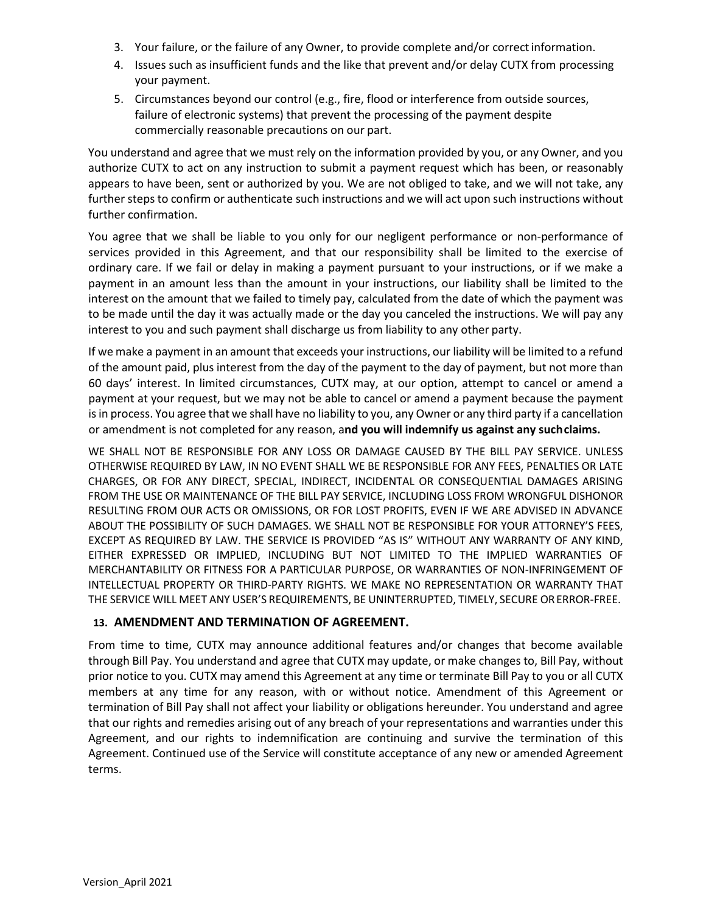3. Your failure, or the failure of any Owner, to provide complete and/or correct information.
4. Issues such as insufficient funds and the like that prevent and/or delay CUTX from processing your payment.
5. Circumstances beyond our control (e.g., fire, flood or interference from outside sources, failure of electronic systems) that prevent the processing of the payment despite commercially reasonable precautions on our part.

You understand and agree that we must rely on the information provided by you, or any Owner, and you authorize CUTX to act on any instruction to submit a payment request which has been, or reasonably appears to have been, sent or authorized by you. We are not obliged to take, and we will not take, any further steps to confirm or authenticate such instructions and we will act upon such instructions without further confirmation.

You agree that we shall be liable to you only for our negligent performance or non-performance of services provided in this Agreement, and that our responsibility shall be limited to the exercise of ordinary care. If we fail or delay in making a payment pursuant to your instructions, or if we make a payment in an amount less than the amount in your instructions, our liability shall be limited to the interest on the amount that we failed to timely pay, calculated from the date of which the payment was to be made until the day it was actually made or the day you canceled the instructions. We will pay any interest to you and such payment shall discharge us from liability to any other party.

If we make a payment in an amount that exceeds your instructions, our liability will be limited to a refund of the amount paid, plus interest from the day of the payment to the day of payment, but not more than 60 days' interest. In limited circumstances, CUTX may, at our option, attempt to cancel or amend a payment at your request, but we may not be able to cancel or amend a payment because the payment is in process. You agree that we shall have no liability to you, any Owner or any third party if a cancellation or amendment is not completed for any reason, a**nd you will indemnify us against any such claims.**

WE SHALL NOT BE RESPONSIBLE FOR ANY LOSS OR DAMAGE CAUSED BY THE BILL PAY SERVICE. UNLESS OTHERWISE REQUIRED BY LAW, IN NO EVENT SHALL WE BE RESPONSIBLE FOR ANY FEES, PENALTIES OR LATE CHARGES, OR FOR ANY DIRECT, SPECIAL, INDIRECT, INCIDENTAL OR CONSEQUENTIAL DAMAGES ARISING FROM THE USE OR MAINTENANCE OF THE BILL PAY SERVICE, INCLUDING LOSS FROM WRONGFUL DISHONOR RESULTING FROM OUR ACTS OR OMISSIONS, OR FOR LOST PROFITS, EVEN IF WE ARE ADVISED IN ADVANCE ABOUT THE POSSIBILITY OF SUCH DAMAGES. WE SHALL NOT BE RESPONSIBLE FOR YOUR ATTORNEY'S FEES, EXCEPT AS REQUIRED BY LAW. THE SERVICE IS PROVIDED "AS IS" WITHOUT ANY WARRANTY OF ANY KIND, EITHER EXPRESSED OR IMPLIED, INCLUDING BUT NOT LIMITED TO THE IMPLIED WARRANTIES OF MERCHANTABILITY OR FITNESS FOR A PARTICULAR PURPOSE, OR WARRANTIES OF NON-INFRINGEMENT OF INTELLECTUAL PROPERTY OR THIRD-PARTY RIGHTS. WE MAKE NO REPRESENTATION OR WARRANTY THAT THE SERVICE WILL MEET ANY USER'S REQUIREMENTS, BE UNINTERRUPTED, TIMELY, SECURE OR ERROR-FREE.

## 13. AMENDMENT AND TERMINATION OF AGREEMENT.

From time to time, CUTX may announce additional features and/or changes that become available through Bill Pay. You understand and agree that CUTX may update, or make changes to, Bill Pay, without prior notice to you. CUTX may amend this Agreement at any time or terminate Bill Pay to you or all CUTX members at any time for any reason, with or without notice. Amendment of this Agreement or termination of Bill Pay shall not affect your liability or obligations hereunder. You understand and agree that our rights and remedies arising out of any breach of your representations and warranties under this Agreement, and our rights to indemnification are continuing and survive the termination of this Agreement. Continued use of the Service will constitute acceptance of any new or amended Agreement terms.

Version_April 2021